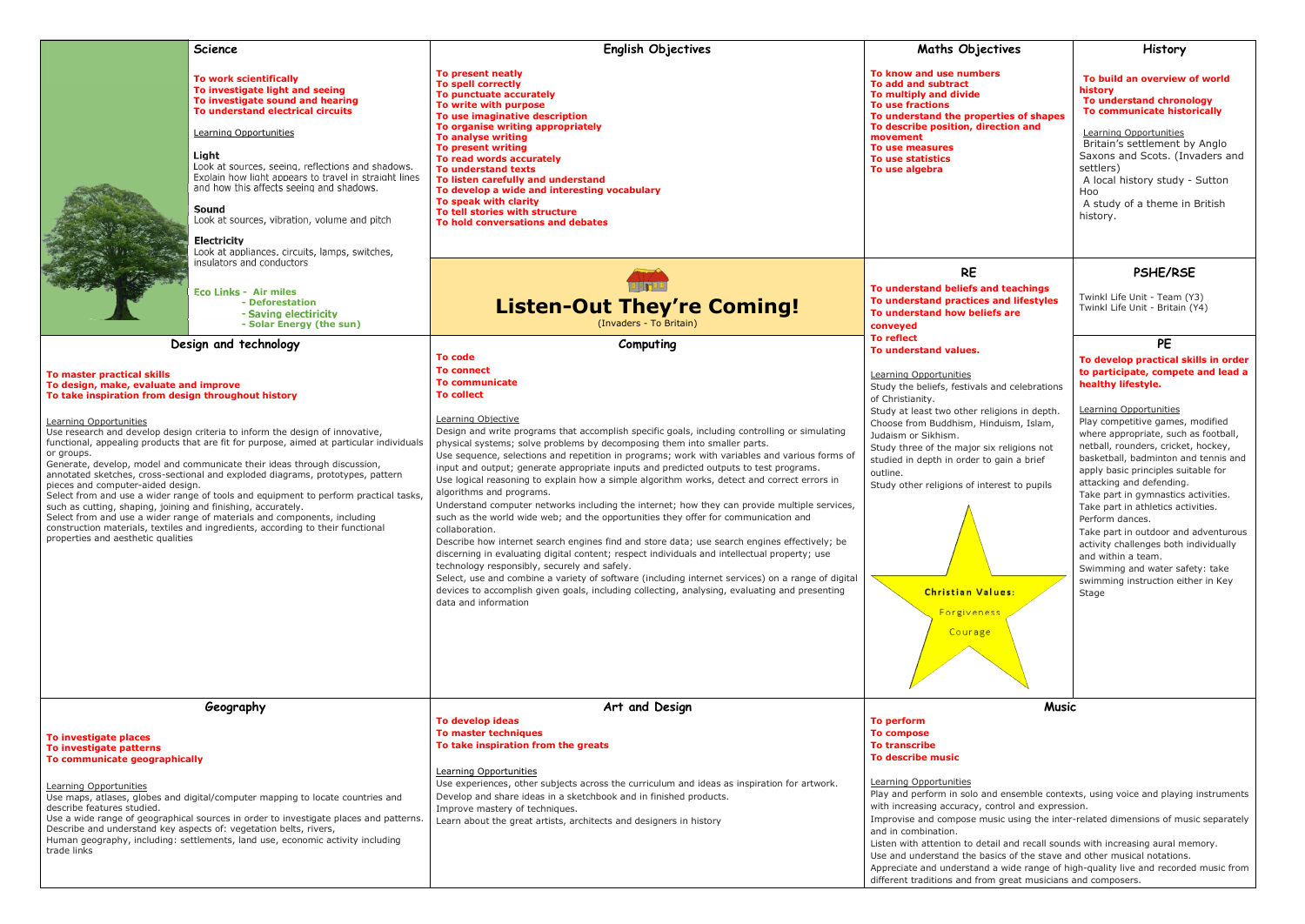# Listen-Out They're Coming!

(Invaders - To Britain)

## Science

**To work scientifically**
**To investigate light and seeing**
**To investigate sound and hearing**
**To understand electrical circuits**

Learning Opportunities

**Light**
Look at sources, seeing, reflections and shadows.
Explain how light appears to travel in straight lines and how this affects seeing and shadows.

**Sound**
Look at sources, vibration, volume and pitch

**Electricity**
Look at appliances, circuits, lamps, switches, insulators and conductors

**Eco Links -**
- **Air miles**
- **Deforestation**
- **Saving electiricity**
- **Solar Energy (the sun)**

## English Objectives

**To present neatly**
**To spell correctly**
**To punctuate accurately**
**To write with purpose**
**To use imaginative description**
**To organise writing appropriately**
**To analyse writing**
**To present writing**
**To read words accurately**
**To understand texts**
**To listen carefully and understand**
**To develop a wide and interesting vocabulary**
**To speak with clarity**
**To tell stories with structure**
**To hold conversations and debates**

## Maths Objectives

**To know and use numbers**
**To add and subtract**
**To multiply and divide**
**To use fractions**
**To understand the properties of shapes**
**To describe position, direction and movement**
**To use measures**
**To use statistics**
**To use algebra**

## History

**To build an overview of world history**
**To understand chronology**
**To communicate historically**

Learning Opportunities
Britain's settlement by Anglo Saxons and Scots. (Invaders and settlers)
A local history study - Sutton Hoo
A study of a theme in British history.

## RE

**To understand beliefs and teachings**
**To understand practices and lifestyles**
**To understand how beliefs are conveyed**
**To reflect**
**To understand values.**

Learning Opportunities
Study the beliefs, festivals and celebrations of Christianity.
Study at least two other religions in depth. Choose from Buddhism, Hinduism, Islam, Judaism or Sikhism.
Study three of the major six religions not studied in depth in order to gain a brief outline.
Study other religions of interest to pupils

**Christian Values:**
Forgiveness
Courage

## PSHE/RSE

Twinkl Life Unit - Team (Y3)
Twinkl Life Unit - Britain (Y4)

## PE

**To develop practical skills in order to participate, compete and lead a healthy lifestyle.**

Learning Opportunities
Play competitive games, modified where appropriate, such as football, netball, rounders, cricket, hockey, basketball, badminton and tennis and apply basic principles suitable for attacking and defending.
Take part in gymnastics activities.
Take part in athletics activities.
Perform dances.
Take part in outdoor and adventurous activity challenges both individually and within a team.
Swimming and water safety: take swimming instruction either in Key Stage

## Design and technology

**To master practical skills**
**To design, make, evaluate and improve**
**To take inspiration from design throughout history**

Learning Opportunities
Use research and develop design criteria to inform the design of innovative, functional, appealing products that are fit for purpose, aimed at particular individuals or groups.
Generate, develop, model and communicate their ideas through discussion, annotated sketches, cross-sectional and exploded diagrams, prototypes, pattern pieces and computer-aided design.
Select from and use a wider range of tools and equipment to perform practical tasks, such as cutting, shaping, joining and finishing, accurately.
Select from and use a wider range of materials and components, including construction materials, textiles and ingredients, according to their functional properties and aesthetic qualities

## Computing

**To code**
**To connect**
**To communicate**
**To collect**

Learning Objective
Design and write programs that accomplish specific goals, including controlling or simulating physical systems; solve problems by decomposing them into smaller parts.
Use sequence, selections and repetition in programs; work with variables and various forms of input and output; generate appropriate inputs and predicted outputs to test programs.
Use logical reasoning to explain how a simple algorithm works, detect and correct errors in algorithms and programs.
Understand computer networks including the internet; how they can provide multiple services, such as the world wide web; and the opportunities they offer for communication and collaboration.
Describe how internet search engines find and store data; use search engines effectively; be discerning in evaluating digital content; respect individuals and intellectual property; use technology responsibly, securely and safely.
Select, use and combine a variety of software (including internet services) on a range of digital devices to accomplish given goals, including collecting, analysing, evaluating and presenting data and information

## Geography

**To investigate places**
**To investigate patterns**
**To communicate geographically**

Learning Opportunities
Use maps, atlases, globes and digital/computer mapping to locate countries and describe features studied.
Use a wide range of geographical sources in order to investigate places and patterns.
Describe and understand key aspects of: vegetation belts, rivers,
Human geography, including: settlements, land use, economic activity including trade links

## Art and Design

**To develop ideas**
**To master techniques**
**To take inspiration from the greats**

Learning Opportunities
Use experiences, other subjects across the curriculum and ideas as inspiration for artwork.
Develop and share ideas in a sketchbook and in finished products.
Improve mastery of techniques.
Learn about the great artists, architects and designers in history

## Music

**To perform**
**To compose**
**To transcribe**
**To describe music**

Learning Opportunities
Play and perform in solo and ensemble contexts, using voice and playing instruments with increasing accuracy, control and expression.
Improvise and compose music using the inter-related dimensions of music separately and in combination.
Listen with attention to detail and recall sounds with increasing aural memory.
Use and understand the basics of the stave and other musical notations.
Appreciate and understand a wide range of high-quality live and recorded music from different traditions and from great musicians and composers.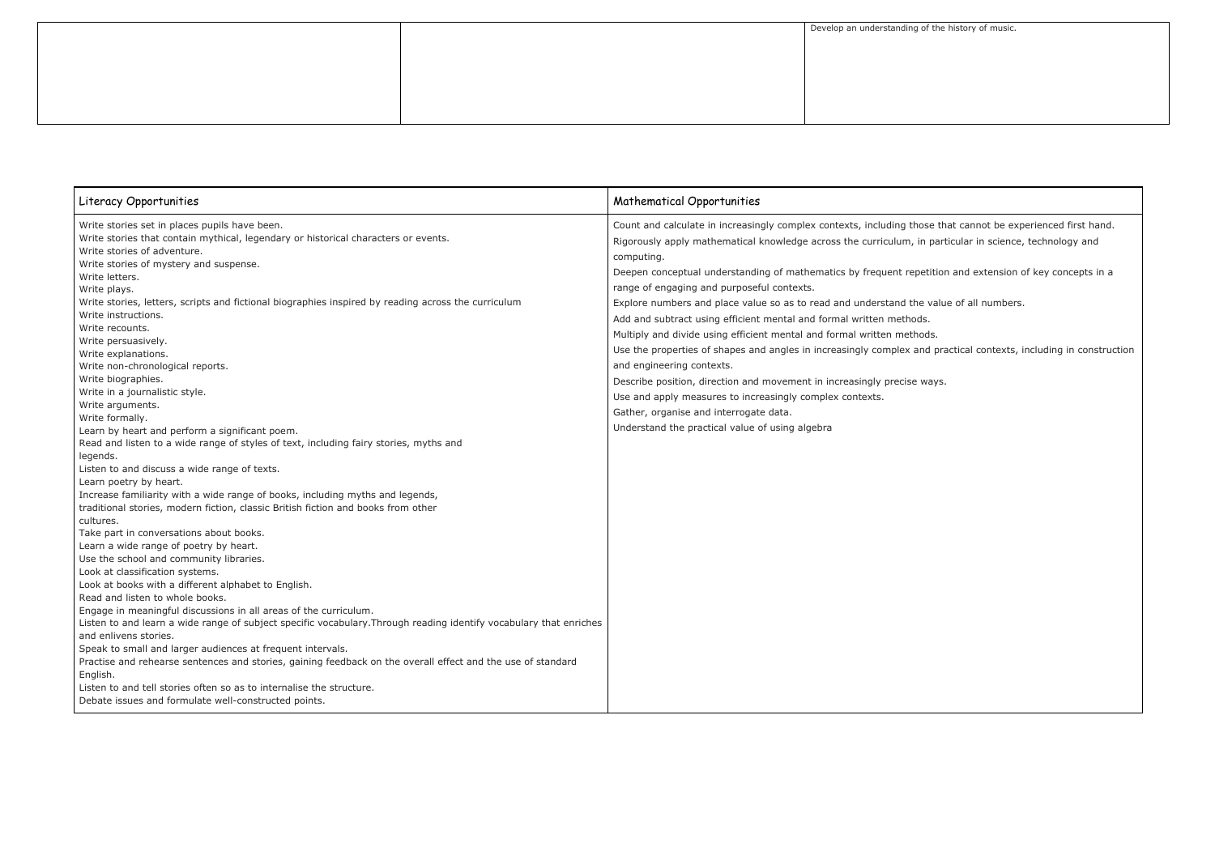| | | |
|---|---|---|
| | | Develop an understanding of the history of music. |

| Literacy Opportunities | Mathematical Opportunities |
|---|---|
| Write stories set in places pupils have been.<br>Write stories that contain mythical, legendary or historical characters or events.<br>Write stories of adventure.<br>Write stories of mystery and suspense.<br>Write letters.<br>Write plays.<br>Write stories, letters, scripts and fictional biographies inspired by reading across the curriculum<br>Write instructions.<br>Write recounts.<br>Write persuasively.<br>Write explanations.<br>Write non-chronological reports.<br>Write biographies.<br>Write in a journalistic style.<br>Write arguments.<br>Write formally.<br>Learn by heart and perform a significant poem.<br>Read and listen to a wide range of styles of text, including fairy stories, myths and legends.<br>Listen to and discuss a wide range of texts.<br>Learn poetry by heart.<br>Increase familiarity with a wide range of books, including myths and legends, traditional stories, modern fiction, classic British fiction and books from other cultures.<br>Take part in conversations about books.<br>Learn a wide range of poetry by heart.<br>Use the school and community libraries.<br>Look at classification systems.<br>Look at books with a different alphabet to English.<br>Read and listen to whole books.<br>Engage in meaningful discussions in all areas of the curriculum.<br>Listen to and learn a wide range of subject specific vocabulary.Through reading identify vocabulary that enriches and enlivens stories.<br>Speak to small and larger audiences at frequent intervals.<br>Practise and rehearse sentences and stories, gaining feedback on the overall effect and the use of standard English.<br>Listen to and tell stories often so as to internalise the structure.<br>Debate issues and formulate well-constructed points. | Count and calculate in increasingly complex contexts, including those that cannot be experienced first hand.<br>Rigorously apply mathematical knowledge across the curriculum, in particular in science, technology and computing.<br>Deepen conceptual understanding of mathematics by frequent repetition and extension of key concepts in a range of engaging and purposeful contexts.<br>Explore numbers and place value so as to read and understand the value of all numbers.<br>Add and subtract using efficient mental and formal written methods.<br>Multiply and divide using efficient mental and formal written methods.<br>Use the properties of shapes and angles in increasingly complex and practical contexts, including in construction and engineering contexts.<br>Describe position, direction and movement in increasingly precise ways.<br>Use and apply measures to increasingly complex contexts.<br>Gather, organise and interrogate data.<br>Understand the practical value of using algebra |